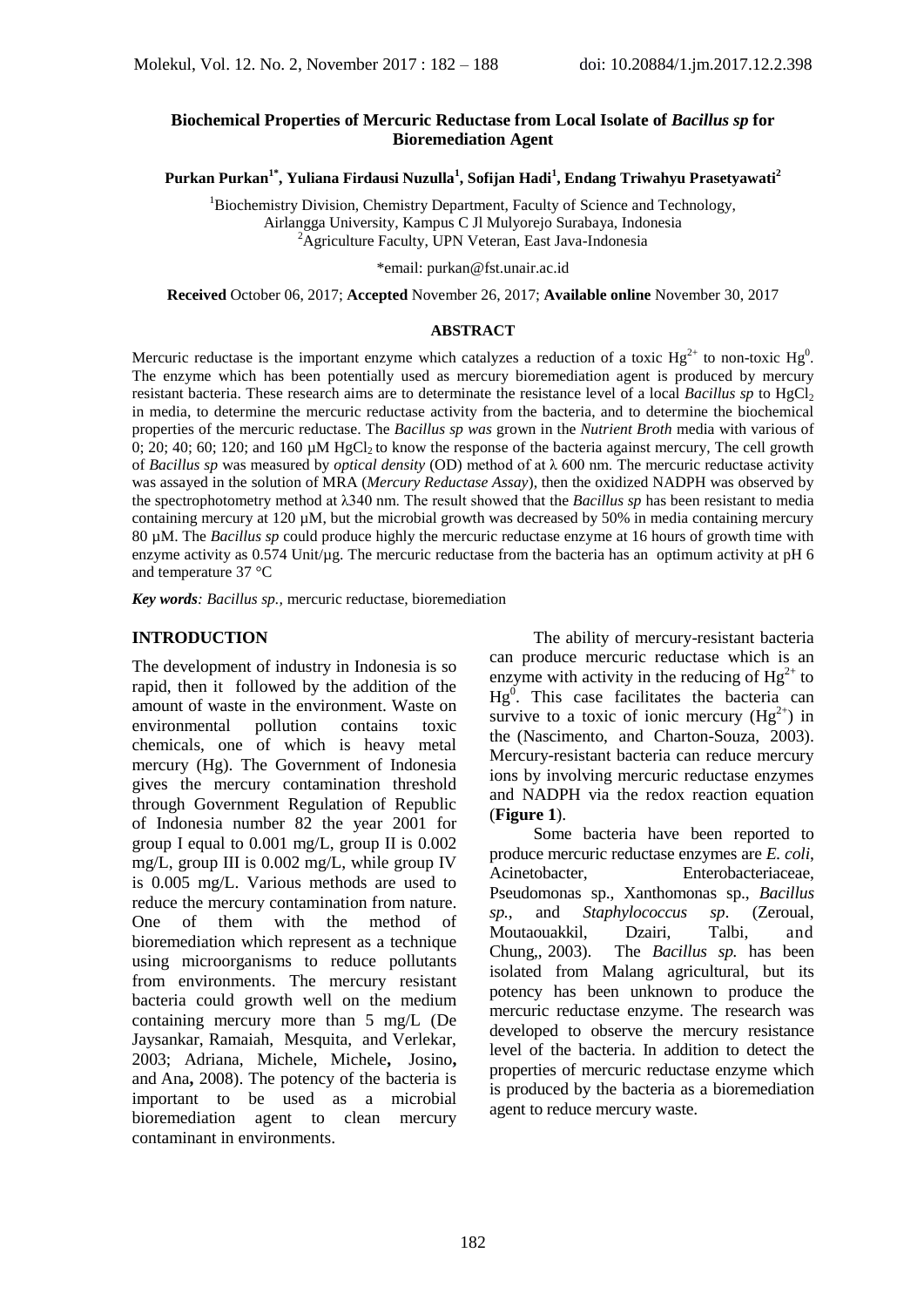# Biochemical Properties of Mercuric Reductase from Local Isolate of *Bacillus sp* for Bioremediation Agent

**Purkan Purkan[1*], Yuliana Firdausi Nuzulla[1], Sofijan Hadi[1], Endang Triwahyu Prasetyawati[2]**

[1]Biochemistry Division, Chemistry Department, Faculty of Science and Technology, Airlangga University, Kampus C Jl Mulyorejo Surabaya, Indonesia
[2]Agriculture Faculty, UPN Veteran, East Java-Indonesia

*email: purkan@fst.unair.ac.id

**Received** October 06, 2017; **Accepted** November 26, 2017; **Available online** November 30, 2017

## ABSTRACT

Mercuric reductase is the important enzyme which catalyzes a reduction of a toxic $Hg^{2+}$ to non-toxic $Hg^{0}$. The enzyme which has been potentially used as mercury bioremediation agent is produced by mercury resistant bacteria. These research aims are to determinate the resistance level of a local *Bacillus sp* to $HgCl_2$ in media, to determine the mercuric reductase activity from the bacteria, and to determine the biochemical properties of the mercuric reductase. The *Bacillus sp was* grown in the *Nutrient Broth* media with various of 0; 20; 40; 60; 120; and 160 µM $HgCl_2$ to know the response of the bacteria against mercury, The cell growth of *Bacillus sp* was measured by *optical density* (OD) method of at λ 600 nm. The mercuric reductase activity was assayed in the solution of MRA (*Mercury Reductase Assay*), then the oxidized NADPH was observed by the spectrophotometry method at λ340 nm. The result showed that the *Bacillus sp* has been resistant to media containing mercury at 120 µM, but the microbial growth was decreased by 50% in media containing mercury 80 µM. The *Bacillus sp* could produce highly the mercuric reductase enzyme at 16 hours of growth time with enzyme activity as 0.574 Unit/µg. The mercuric reductase from the bacteria has an optimum activity at pH 6 and temperature 37 °C

***Key words**: Bacillus sp.,* mercuric reductase, bioremediation

## INTRODUCTION

The development of industry in Indonesia is so rapid, then it followed by the addition of the amount of waste in the environment. Waste on environmental pollution contains toxic chemicals, one of which is heavy metal mercury (Hg). The Government of Indonesia gives the mercury contamination threshold through Government Regulation of Republic of Indonesia number 82 the year 2001 for group I equal to 0.001 mg/L, group II is 0.002 mg/L, group III is 0.002 mg/L, while group IV is 0.005 mg/L. Various methods are used to reduce the mercury contamination from nature. One of them with the method of bioremediation which represent as a technique using microorganisms to reduce pollutants from environments. The mercury resistant bacteria could growth well on the medium containing mercury more than 5 mg/L (De Jaysankar, Ramaiah, Mesquita, and Verlekar, 2003; Adriana, Michele, Michele**,** Josino**,** and Ana**,** 2008). The potency of the bacteria is important to be used as a microbial bioremediation agent to clean mercury contaminant in environments.

The ability of mercury-resistant bacteria can produce mercuric reductase which is an enzyme with activity in the reducing of $Hg^{2+}$ to $Hg^{0}$. This case facilitates the bacteria can survive to a toxic of ionic mercury ($Hg^{2+}$) in the (Nascimento, and Charton-Souza, 2003). Mercury-resistant bacteria can reduce mercury ions by involving mercuric reductase enzymes and NADPH via the redox reaction equation (**Figure 1**).

Some bacteria have been reported to produce mercuric reductase enzymes are *E. coli*, Acinetobacter, Enterobacteriaceae, Pseudomonas sp., Xanthomonas sp., *Bacillus sp.*, and *Staphylococcus sp*. (Zeroual, Moutaouakkil, Dzairi, Talbi, and Chung,, 2003). The *Bacillus sp.* has been isolated from Malang agricultural, but its potency has been unknown to produce the mercuric reductase enzyme. The research was developed to observe the mercury resistance level of the bacteria. In addition to detect the properties of mercuric reductase enzyme which is produced by the bacteria as a bioremediation agent to reduce mercury waste.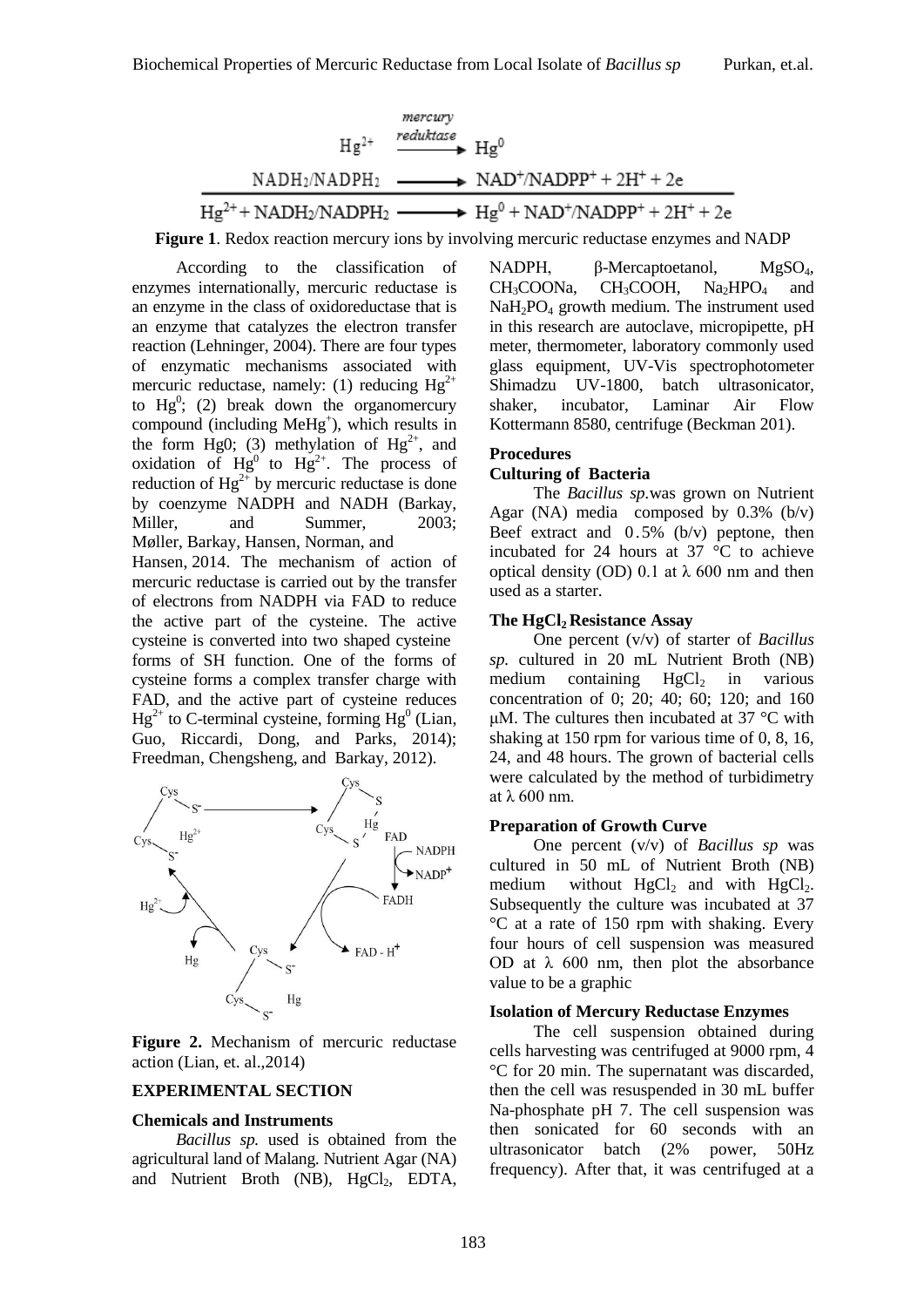$$Hg^{2+} \xrightarrow{\text{mercury reduktase}} Hg^0$$

$$NADH_2/NADPH_2 \longrightarrow NAD^+/NADPP^+ + 2H^+ + 2e$$

$$Hg^{2+} + NADH_2/NADPH_2 \longrightarrow Hg^0 + NAD^+/NADPP^+ + 2H^+ + 2e$$

**Figure 1**. Redox reaction mercury ions by involving mercuric reductase enzymes and NADP

According to the classification of enzymes internationally, mercuric reductase is an enzyme in the class of oxidoreductase that is an enzyme that catalyzes the electron transfer reaction (Lehninger, 2004). There are four types of enzymatic mechanisms associated with mercuric reductase, namely: (1) reducing $Hg^{2+}$ to $Hg^0$; (2) break down the organomercury compound (including $MeHg^+$), which results in the form Hg0; (3) methylation of $Hg^{2+}$, and oxidation of $Hg^0$ to $Hg^{2+}$. The process of reduction of $Hg^{2+}$ by mercuric reductase is done by coenzyme NADPH and NADH (Barkay, Miller, and Summer, 2003; Møller, Barkay, Hansen, Norman, and Hansen, 2014. The mechanism of action of mercuric reductase is carried out by the transfer of electrons from NADPH via FAD to reduce the active part of the cysteine. The active cysteine is converted into two shaped cysteine forms of SH function. One of the forms of cysteine forms a complex transfer charge with FAD, and the active part of cysteine reduces $Hg^{2+}$ to C-terminal cysteine, forming $Hg^0$ (Lian, Guo, Riccardi, Dong, and Parks, 2014); Freedman, Chengsheng, and Barkay, 2012).

**Figure 2.** Mechanism of mercuric reductase action (Lian, et. al.,2014)

## EXPERIMENTAL SECTION

### Chemicals and Instruments

*Bacillus sp.* used is obtained from the agricultural land of Malang. Nutrient Agar (NA) and Nutrient Broth (NB), $HgCl_2$, EDTA, NADPH, β-Mercaptoetanol, $MgSO_4$, $CH_3COONa$, $CH_3COOH$, $Na_2HPO_4$ and $NaH_2PO_4$ growth medium. The instrument used in this research are autoclave, micropipette, pH meter, thermometer, laboratory commonly used glass equipment, UV-Vis spectrophotometer Shimadzu UV-1800, batch ultrasonicator, shaker, incubator, Laminar Air Flow Kottermann 8580, centrifuge (Beckman 201).

### Procedures

#### Culturing of Bacteria

The *Bacillus sp.*was grown on Nutrient Agar (NA) media composed by 0.3% (b/v) Beef extract and 0.5% (b/v) peptone, then incubated for 24 hours at 37 °C to achieve optical density (OD) 0.1 at λ 600 nm and then used as a starter.

#### The $HgCl_2$ Resistance Assay

One percent (v/v) of starter of *Bacillus sp.* cultured in 20 mL Nutrient Broth (NB) medium containing $HgCl_2$ in various concentration of 0; 20; 40; 60; 120; and 160 μM. The cultures then incubated at 37 °C with shaking at 150 rpm for various time of 0, 8, 16, 24, and 48 hours. The grown of bacterial cells were calculated by the method of turbidimetry at λ 600 nm.

#### Preparation of Growth Curve

One percent (v/v) of *Bacillus sp* was cultured in 50 mL of Nutrient Broth (NB) medium without $HgCl_2$ and with $HgCl_2$. Subsequently the culture was incubated at 37 °C at a rate of 150 rpm with shaking. Every four hours of cell suspension was measured OD at λ 600 nm, then plot the absorbance value to be a graphic

#### Isolation of Mercury Reductase Enzymes

The cell suspension obtained during cells harvesting was centrifuged at 9000 rpm, 4 °C for 20 min. The supernatant was discarded, then the cell was resuspended in 30 mL buffer Na-phosphate pH 7. The cell suspension was then sonicated for 60 seconds with an ultrasonicator batch (2% power, 50Hz frequency). After that, it was centrifuged at a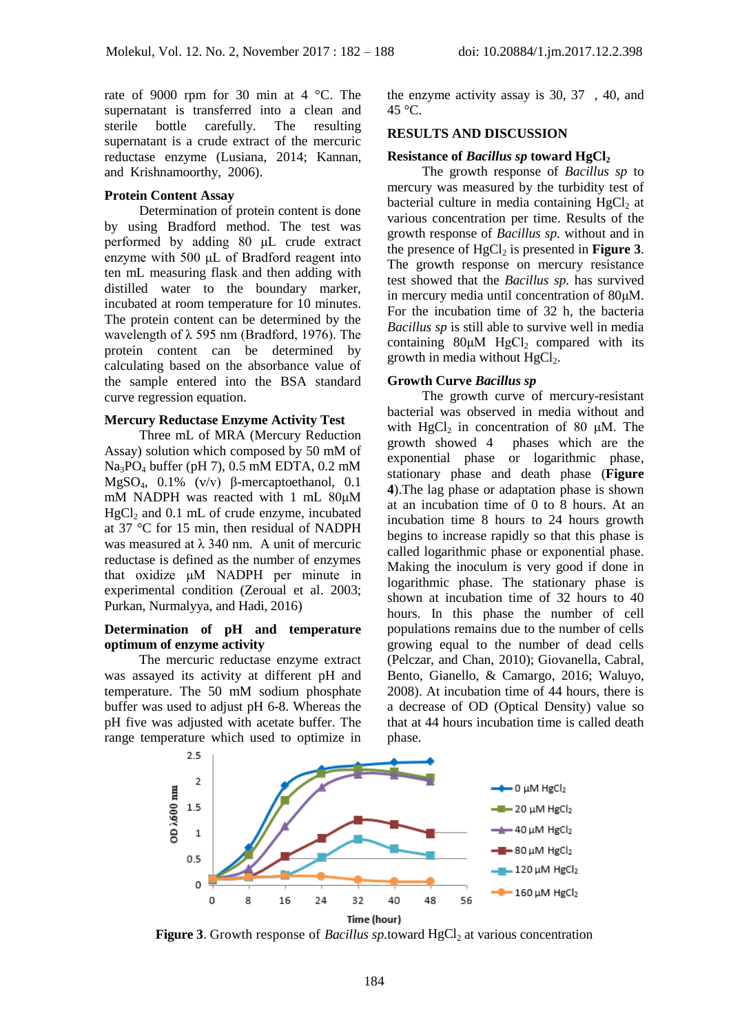rate of 9000 rpm for 30 min at 4 °C. The supernatant is transferred into a clean and sterile bottle carefully. The resulting supernatant is a crude extract of the mercuric reductase enzyme (Lusiana, 2014; Kannan, and Krishnamoorthy, 2006).

### Protein Content Assay

Determination of protein content is done by using Bradford method. The test was performed by adding 80 µL crude extract enzyme with 500 µL of Bradford reagent into ten mL measuring flask and then adding with distilled water to the boundary marker, incubated at room temperature for 10 minutes. The protein content can be determined by the wavelength of λ 595 nm (Bradford, 1976). The protein content can be determined by calculating based on the absorbance value of the sample entered into the BSA standard curve regression equation.

### Mercury Reductase Enzyme Activity Test

Three mL of MRA (Mercury Reduction Assay) solution which composed by 50 mM of $Na_3PO_4$ buffer (pH 7), 0.5 mM EDTA, 0.2 mM $MgSO_4$, 0.1% (v/v) β-mercaptoethanol, 0.1 mM NADPH was reacted with 1 mL 80µM $HgCl_2$ and 0.1 mL of crude enzyme, incubated at 37 °C for 15 min, then residual of NADPH was measured at λ 340 nm. A unit of mercuric reductase is defined as the number of enzymes that oxidize µM NADPH per minute in experimental condition (Zeroual et al. 2003; Purkan, Nurmalyya, and Hadi, 2016)

### Determination of pH and temperature optimum of enzyme activity

The mercuric reductase enzyme extract was assayed its activity at different pH and temperature. The 50 mM sodium phosphate buffer was used to adjust pH 6-8. Whereas the pH five was adjusted with acetate buffer. The range temperature which used to optimize in the enzyme activity assay is 30, 37 , 40, and 45 °C.

## RESULTS AND DISCUSSION

### Resistance of *Bacillus sp* toward $HgCl_2$

The growth response of *Bacillus sp* to mercury was measured by the turbidity test of bacterial culture in media containing $HgCl_2$ at various concentration per time. Results of the growth response of *Bacillus sp.* without and in the presence of $HgCl_2$ is presented in **Figure 3**. The growth response on mercury resistance test showed that the *Bacillus sp.* has survived in mercury media until concentration of 80µM. For the incubation time of 32 h, the bacteria *Bacillus sp* is still able to survive well in media containing 80µM $HgCl_2$ compared with its growth in media without $HgCl_2$.

### Growth Curve *Bacillus sp*

The growth curve of mercury-resistant bacterial was observed in media without and with $HgCl_2$ in concentration of 80 µM. The growth showed 4 phases which are the exponential phase or logarithmic phase, stationary phase and death phase (**Figure 4**).The lag phase or adaptation phase is shown at an incubation time of 0 to 8 hours. At an incubation time 8 hours to 24 hours growth begins to increase rapidly so that this phase is called logarithmic phase or exponential phase. Making the inoculum is very good if done in logarithmic phase. The stationary phase is shown at incubation time of 32 hours to 40 hours. In this phase the number of cell populations remains due to the number of cells growing equal to the number of dead cells (Pelczar, and Chan, 2010); Giovanella, Cabral, Bento, Gianello, & Camargo, 2016; Waluyo, 2008). At incubation time of 44 hours, there is a decrease of OD (Optical Density) value so that at 44 hours incubation time is called death phase.

**Figure 3**. Growth response of *Bacillus sp.*toward $HgCl_2$ at various concentration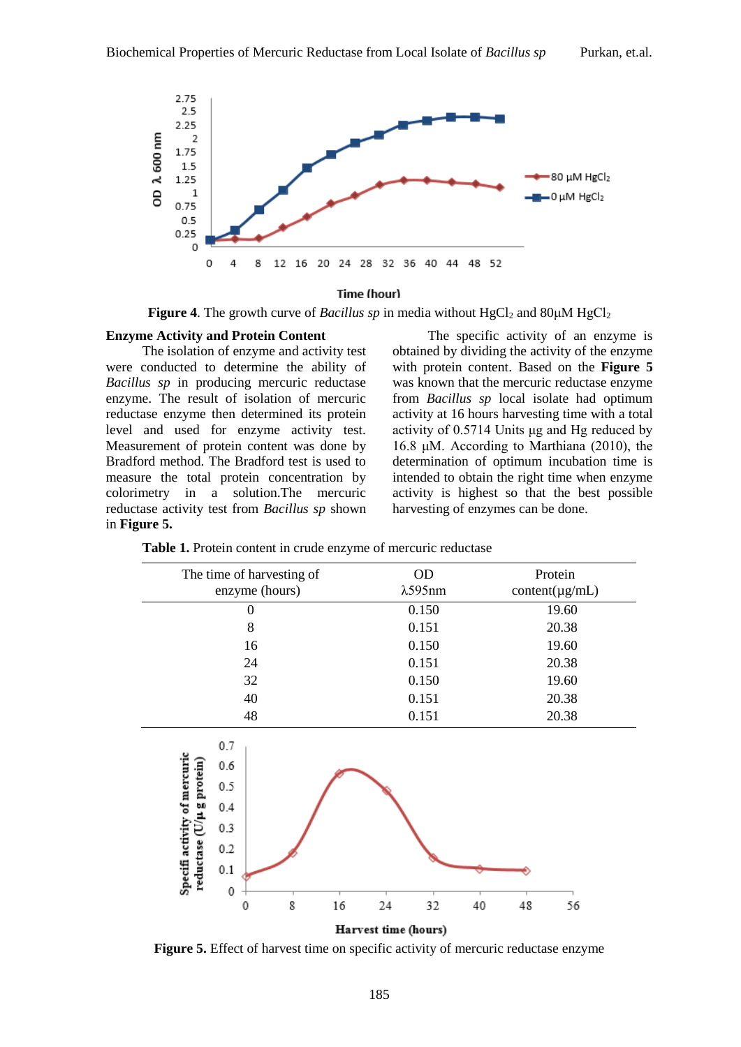Figure 4. The growth curve of *Bacillus sp* in media without $HgCl_2$ and 80µM $HgCl_2$

**Enzyme Activity and Protein Content**

The isolation of enzyme and activity test were conducted to determine the ability of *Bacillus sp* in producing mercuric reductase enzyme. The result of isolation of mercuric reductase enzyme then determined its protein level and used for enzyme activity test. Measurement of protein content was done by Bradford method. The Bradford test is used to measure the total protein concentration by colorimetry in a solution.The mercuric reductase activity test from *Bacillus sp* shown in **Figure 5.**

The specific activity of an enzyme is obtained by dividing the activity of the enzyme with protein content. Based on the **Figure 5** was known that the mercuric reductase enzyme from *Bacillus sp* local isolate had optimum activity at 16 hours harvesting time with a total activity of 0.5714 Units µg and Hg reduced by 16.8 µM. According to Marthiana (2010), the determination of optimum incubation time is intended to obtain the right time when enzyme activity is highest so that the best possible harvesting of enzymes can be done.

**Table 1.** Protein content in crude enzyme of mercuric reductase

| The time of harvesting of enzyme (hours) | OD λ595nm | Protein content(µg/mL) |
|---|---|---|
| 0 | 0.150 | 19.60 |
| 8 | 0.151 | 20.38 |
| 16 | 0.150 | 19.60 |
| 24 | 0.151 | 20.38 |
| 32 | 0.150 | 19.60 |
| 40 | 0.151 | 20.38 |
| 48 | 0.151 | 20.38 |

**Figure 5.** Effect of harvest time on specific activity of mercuric reductase enzyme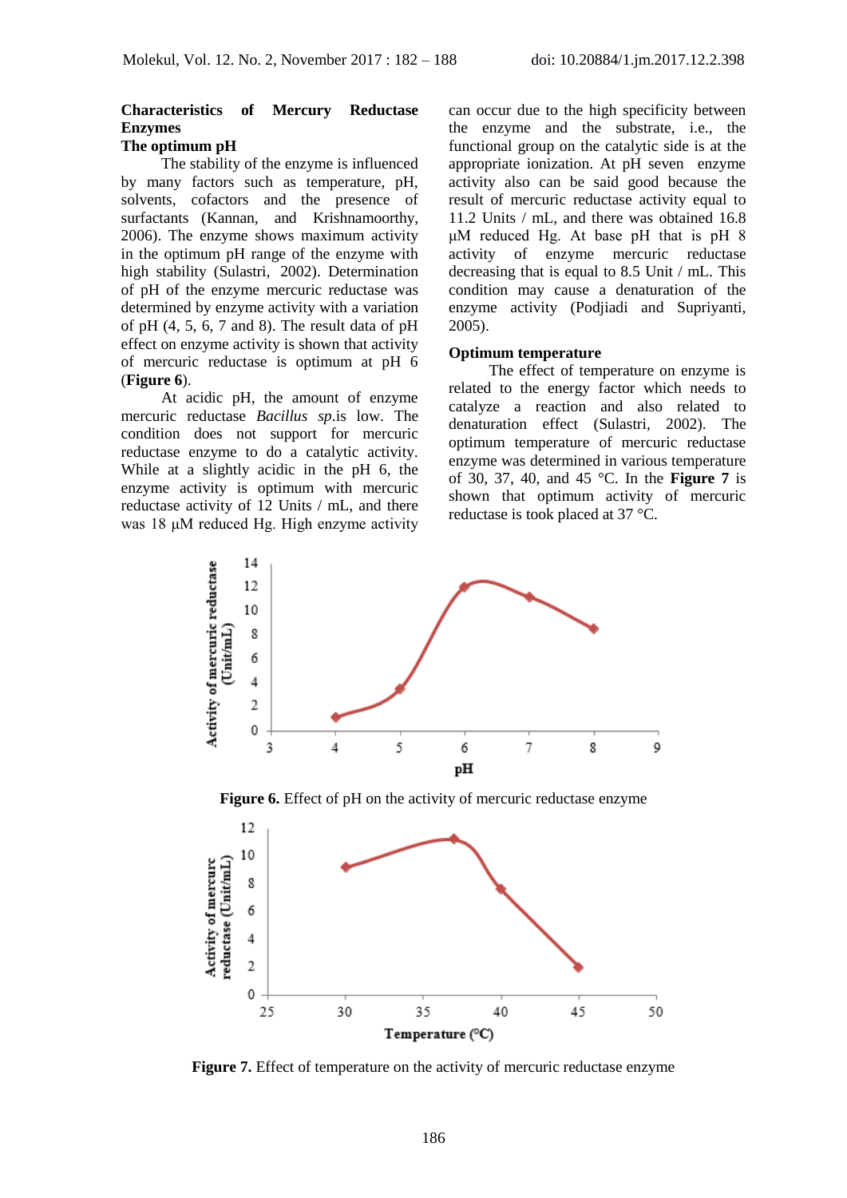### Characteristics of Mercury Reductase Enzymes

#### The optimum pH

The stability of the enzyme is influenced by many factors such as temperature, pH, solvents, cofactors and the presence of surfactants (Kannan, and Krishnamoorthy, 2006). The enzyme shows maximum activity in the optimum pH range of the enzyme with high stability (Sulastri, 2002). Determination of pH of the enzyme mercuric reductase was determined by enzyme activity with a variation of pH (4, 5, 6, 7 and 8). The result data of pH effect on enzyme activity is shown that activity of mercuric reductase is optimum at pH 6 (**Figure 6**).

At acidic pH, the amount of enzyme mercuric reductase *Bacillus sp*.is low. The condition does not support for mercuric reductase enzyme to do a catalytic activity. While at a slightly acidic in the pH 6, the enzyme activity is optimum with mercuric reductase activity of 12 Units / mL, and there was 18 µM reduced Hg. High enzyme activity can occur due to the high specificity between the enzyme and the substrate, i.e., the functional group on the catalytic side is at the appropriate ionization. At pH seven enzyme activity also can be said good because the result of mercuric reductase activity equal to 11.2 Units / mL, and there was obtained 16.8 µM reduced Hg. At base pH that is pH 8 activity of enzyme mercuric reductase decreasing that is equal to 8.5 Unit / mL. This condition may cause a denaturation of the enzyme activity (Podjiadi and Supriyanti, 2005).

#### Optimum temperature

The effect of temperature on enzyme is related to the energy factor which needs to catalyze a reaction and also related to denaturation effect (Sulastri, 2002). The optimum temperature of mercuric reductase enzyme was determined in various temperature of 30, 37, 40, and 45 °C. In the **Figure 7** is shown that optimum activity of mercuric reductase is took placed at 37 °C.

**Figure 6.** Effect of pH on the activity of mercuric reductase enzyme

**Figure 7.** Effect of temperature on the activity of mercuric reductase enzyme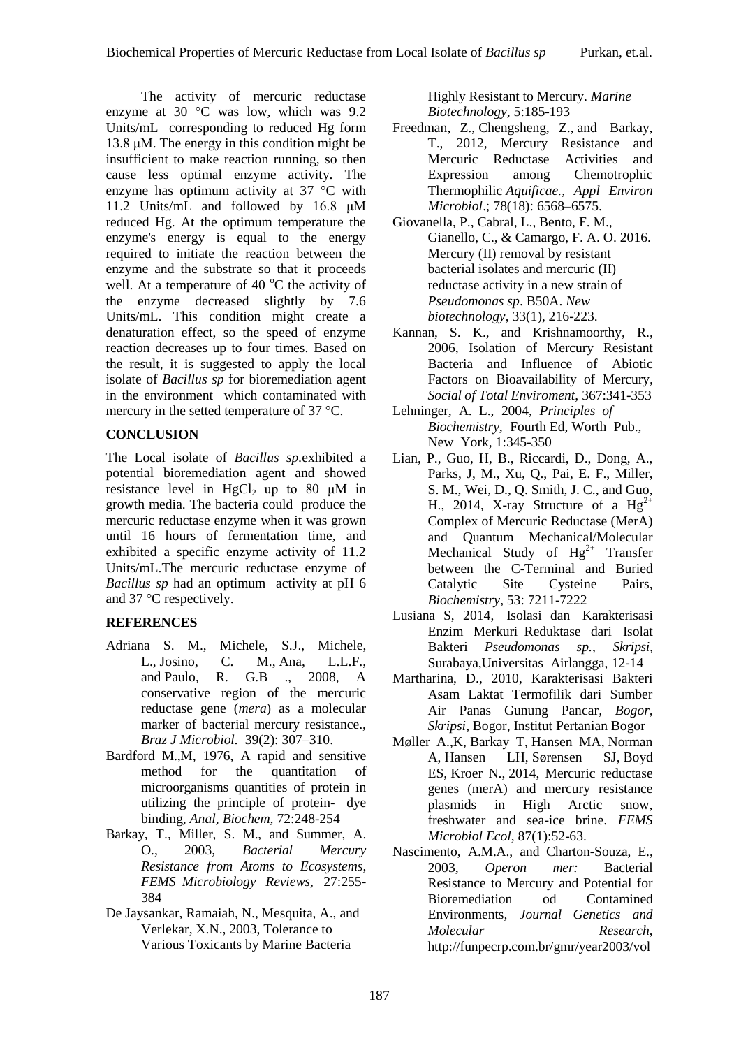The activity of mercuric reductase enzyme at 30 °C was low, which was 9.2 Units/mL corresponding to reduced Hg form 13.8 μM. The energy in this condition might be insufficient to make reaction running, so then cause less optimal enzyme activity. The enzyme has optimum activity at 37 °C with 11.2 Units/mL and followed by 16.8 μM reduced Hg. At the optimum temperature the enzyme's energy is equal to the energy required to initiate the reaction between the enzyme and the substrate so that it proceeds well. At a temperature of 40 °C the activity of the enzyme decreased slightly by 7.6 Units/mL. This condition might create a denaturation effect, so the speed of enzyme reaction decreases up to four times. Based on the result, it is suggested to apply the local isolate of *Bacillus sp* for bioremediation agent in the environment which contaminated with mercury in the setted temperature of 37 °C.

## CONCLUSION

The Local isolate of *Bacillus sp.*exhibited a potential bioremediation agent and showed resistance level in $HgCl_2$ up to 80 μM in growth media. The bacteria could produce the mercuric reductase enzyme when it was grown until 16 hours of fermentation time, and exhibited a specific enzyme activity of 11.2 Units/mL.The mercuric reductase enzyme of *Bacillus sp* had an optimum activity at pH 6 and 37 °C respectively.

## REFERENCES

Adriana S. M., Michele, S.J., Michele, L., Josino, C. M., Ana, L.L.F., and Paulo, R. G.B ., 2008, A conservative region of the mercuric reductase gene (*mera*) as a molecular marker of bacterial mercury resistance., *Braz J Microbiol.* 39(2): 307–310.

Bardford M.,M, 1976, A rapid and sensitive method for the quantitation of microorganisms quantities of protein in utilizing the principle of protein- dye binding, *Anal, Biochem*, 72:248-254

Barkay, T., Miller, S. M., and Summer, A. O., 2003, *Bacterial Mercury Resistance from Atoms to Ecosystems*, *FEMS Microbiology Reviews*, 27:255-384

De Jaysankar, Ramaiah, N., Mesquita, A., and Verlekar, X.N., 2003, Tolerance to Various Toxicants by Marine Bacteria Highly Resistant to Mercury. *Marine Biotechnology*, 5:185-193

Freedman, Z., Chengsheng, Z., and Barkay, T., 2012, Mercury Resistance and Mercuric Reductase Activities and Expression among Chemotrophic Thermophilic *Aquificae.*, *Appl Environ Microbiol*.; 78(18): 6568–6575.

Giovanella, P., Cabral, L., Bento, F. M., Gianello, C., & Camargo, F. A. O. 2016. Mercury (II) removal by resistant bacterial isolates and mercuric (II) reductase activity in a new strain of *Pseudomonas sp*. B50A. *New biotechnology*, 33(1), 216-223.

Kannan, S. K., and Krishnamoorthy, R., 2006, Isolation of Mercury Resistant Bacteria and Influence of Abiotic Factors on Bioavailability of Mercury, *Social of Total Enviroment*, 367:341-353

Lehninger, A. L., 2004, *Principles of Biochemistry*, Fourth Ed, Worth Pub., New York, 1:345-350

Lian, P., Guo, H, B., Riccardi, D., Dong, A., Parks, J, M., Xu, Q., Pai, E. F., Miller, S. M., Wei, D., Q. Smith, J. C., and Guo, H., 2014, X-ray Structure of a $Hg^{2+}$ Complex of Mercuric Reductase (MerA) and Quantum Mechanical/Molecular Mechanical Study of $Hg^{2+}$ Transfer between the C-Terminal and Buried Catalytic Site Cysteine Pairs, *Biochemistry*, 53: 7211-7222

Lusiana S, 2014, Isolasi dan Karakterisasi Enzim Merkuri Reduktase dari Isolat Bakteri *Pseudomonas sp.*, *Skripsi*, Surabaya,Universitas Airlangga, 12-14

Martharina, D., 2010, Karakterisasi Bakteri Asam Laktat Termofilik dari Sumber Air Panas Gunung Pancar, *Bogor*, *Skripsi*, Bogor, Institut Pertanian Bogor

Møller A.,K, Barkay T, Hansen MA, Norman A, Hansen LH, Sørensen SJ, Boyd ES, Kroer N., 2014, Mercuric reductase genes (merA) and mercury resistance plasmids in High Arctic snow, freshwater and sea-ice brine. *FEMS Microbiol Ecol*, 87(1):52-63.

Nascimento, A.M.A., and Charton-Souza, E., 2003, *Operon mer:* Bacterial Resistance to Mercury and Potential for Bioremediation od Contamined Environments, *Journal Genetics and Molecular Research*, http://funpecrp.com.br/gmr/year2003/vol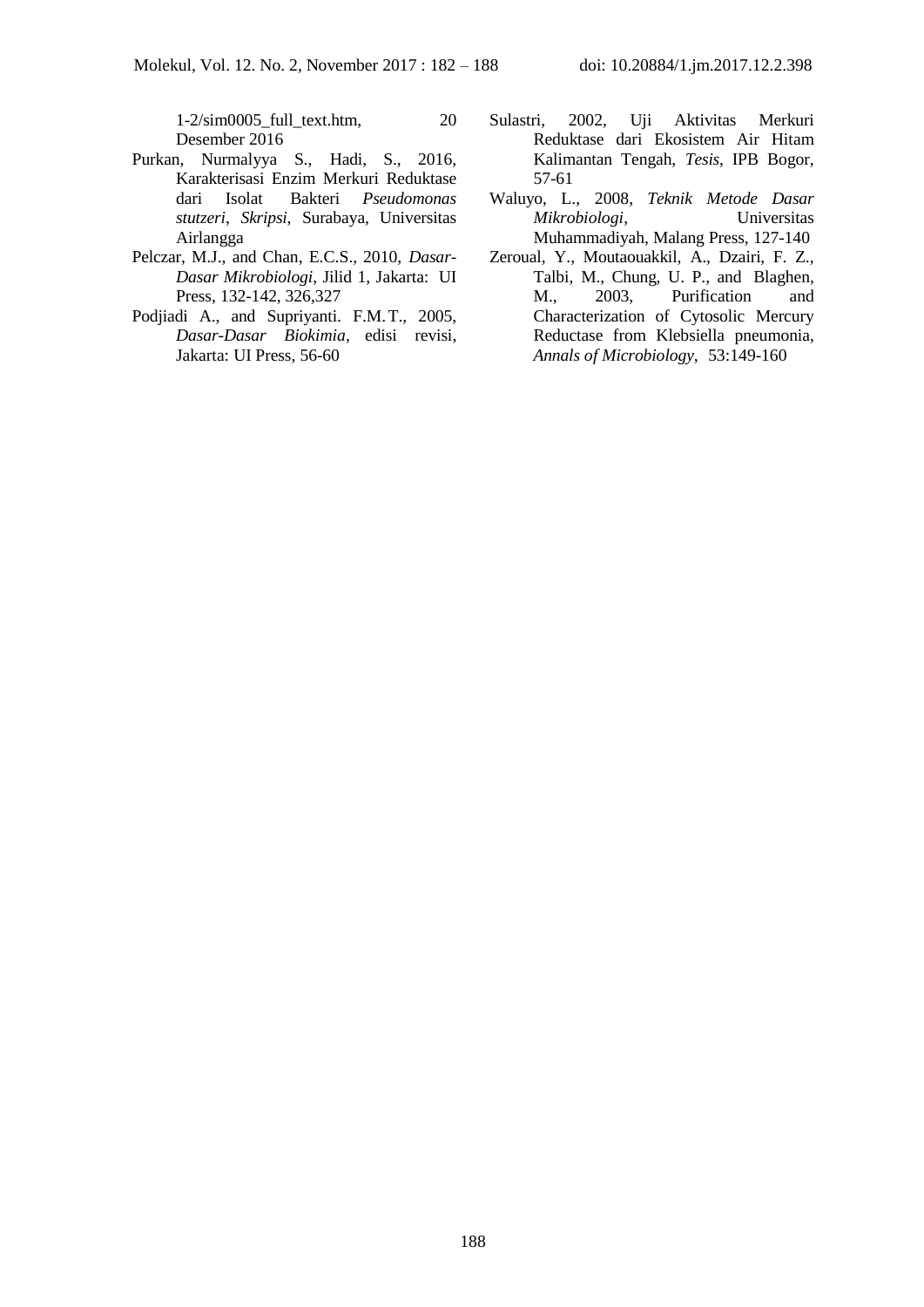1-2/sim0005_full_text.htm, 20 Desember 2016

Purkan, Nurmalyya S., Hadi, S., 2016, Karakterisasi Enzim Merkuri Reduktase dari Isolat Bakteri *Pseudomonas stutzeri*, *Skripsi*, Surabaya, Universitas Airlangga

Pelczar, M.J., and Chan, E.C.S., 2010, *Dasar-Dasar Mikrobiologi*, Jilid 1, Jakarta: UI Press, 132-142, 326,327

Podjiadi A., and Supriyanti. F.M.T., 2005, *Dasar-Dasar Biokimia*, edisi revisi, Jakarta: UI Press, 56-60

Sulastri, 2002, Uji Aktivitas Merkuri Reduktase dari Ekosistem Air Hitam Kalimantan Tengah, *Tesis*, IPB Bogor, 57-61

Waluyo, L., 2008, *Teknik Metode Dasar Mikrobiologi*, Universitas Muhammadiyah, Malang Press, 127-140

Zeroual, Y., Moutaouakkil, A., Dzairi, F. Z., Talbi, M., Chung, U. P., and Blaghen, M., 2003, Purification and Characterization of Cytosolic Mercury Reductase from Klebsiella pneumonia, *Annals of Microbiology*, 53:149-160